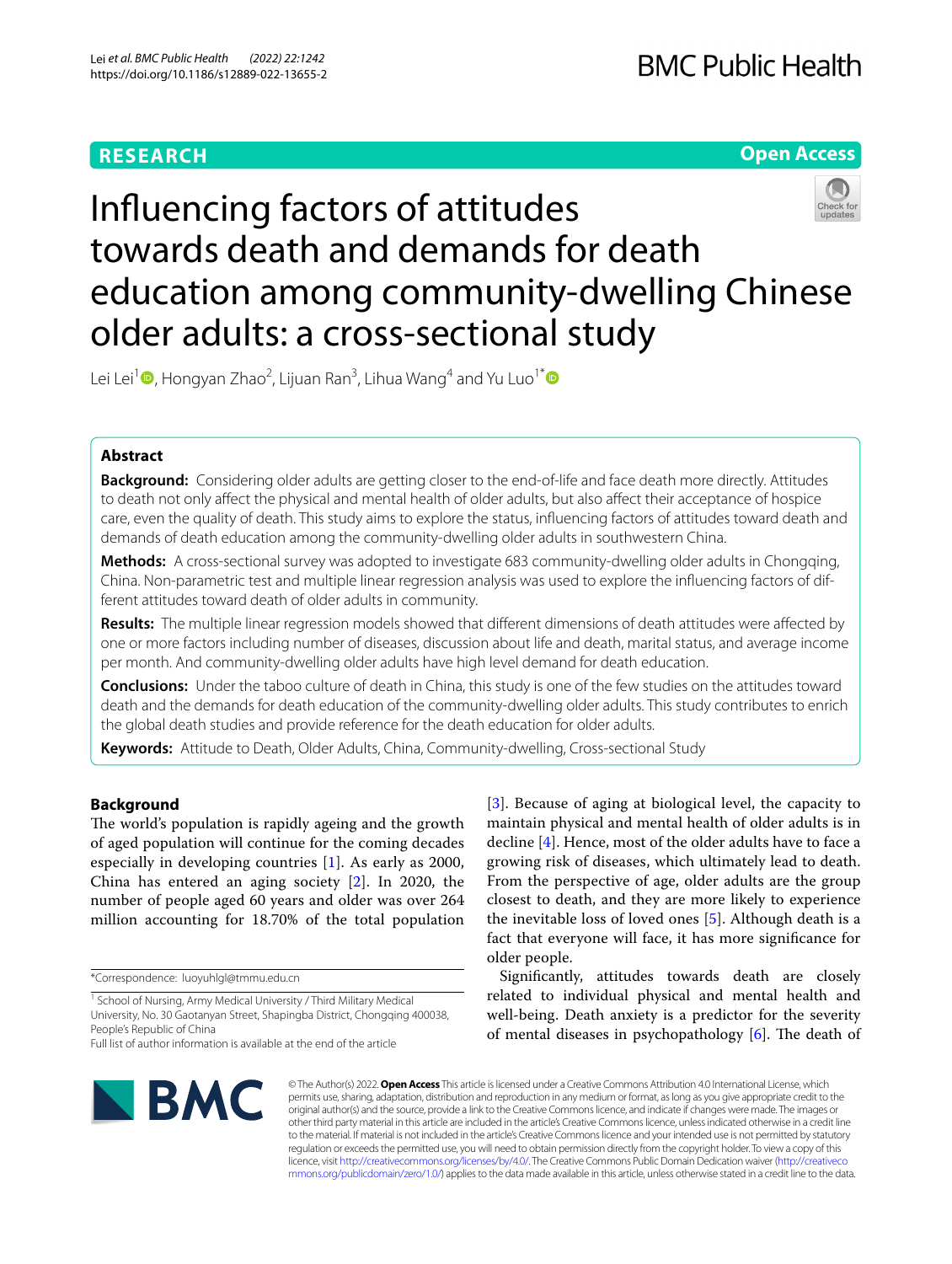RESEARCH

Open Access

# Influencing factors of attitudes towards death and demands for death education among community-dwelling Chinese older adults: a cross-sectional study

Lei Lei[1], Hongyan Zhao[2], Lijuan Ran[3], Lihua Wang[4] and Yu Luo[1*]

## Abstract

**Background:** Considering older adults are getting closer to the end-of-life and face death more directly. Attitudes to death not only affect the physical and mental health of older adults, but also affect their acceptance of hospice care, even the quality of death. This study aims to explore the status, influencing factors of attitudes toward death and demands of death education among the community-dwelling older adults in southwestern China.

**Methods:** A cross-sectional survey was adopted to investigate 683 community-dwelling older adults in Chongqing, China. Non-parametric test and multiple linear regression analysis was used to explore the influencing factors of different attitudes toward death of older adults in community.

**Results:** The multiple linear regression models showed that different dimensions of death attitudes were affected by one or more factors including number of diseases, discussion about life and death, marital status, and average income per month. And community-dwelling older adults have high level demand for death education.

**Conclusions:** Under the taboo culture of death in China, this study is one of the few studies on the attitudes toward death and the demands for death education of the community-dwelling older adults. This study contributes to enrich the global death studies and provide reference for the death education for older adults.

**Keywords:** Attitude to Death, Older Adults, China, Community-dwelling, Cross-sectional Study

## Background

The world's population is rapidly ageing and the growth of aged population will continue for the coming decades especially in developing countries [1]. As early as 2000, China has entered an aging society [2]. In 2020, the number of people aged 60 years and older was over 264 million accounting for 18.70% of the total population [3]. Because of aging at biological level, the capacity to maintain physical and mental health of older adults is in decline [4]. Hence, most of the older adults have to face a growing risk of diseases, which ultimately lead to death. From the perspective of age, older adults are the group closest to death, and they are more likely to experience the inevitable loss of loved ones [5]. Although death is a fact that everyone will face, it has more significance for older people.

Significantly, attitudes towards death are closely related to individual physical and mental health and well-being. Death anxiety is a predictor for the severity of mental diseases in psychopathology [6]. The death of

*Correspondence: luoyuhlgl@tmmu.edu.cn

[1] School of Nursing, Army Medical University / Third Military Medical University, No. 30 Gaotanyan Street, Shapingba District, Chongqing 400038, People's Republic of China

Full list of author information is available at the end of the article

© The Author(s) 2022. **Open Access** This article is licensed under a Creative Commons Attribution 4.0 International License, which permits use, sharing, adaptation, distribution and reproduction in any medium or format, as long as you give appropriate credit to the original author(s) and the source, provide a link to the Creative Commons licence, and indicate if changes were made. The images or other third party material in this article are included in the article's Creative Commons licence, unless indicated otherwise in a credit line to the material. If material is not included in the article's Creative Commons licence and your intended use is not permitted by statutory regulation or exceeds the permitted use, you will need to obtain permission directly from the copyright holder. To view a copy of this licence, visit http://creativecommons.org/licenses/by/4.0/. The Creative Commons Public Domain Dedication waiver (http://creativecommons.org/publicdomain/zero/1.0/) applies to the data made available in this article, unless otherwise stated in a credit line to the data.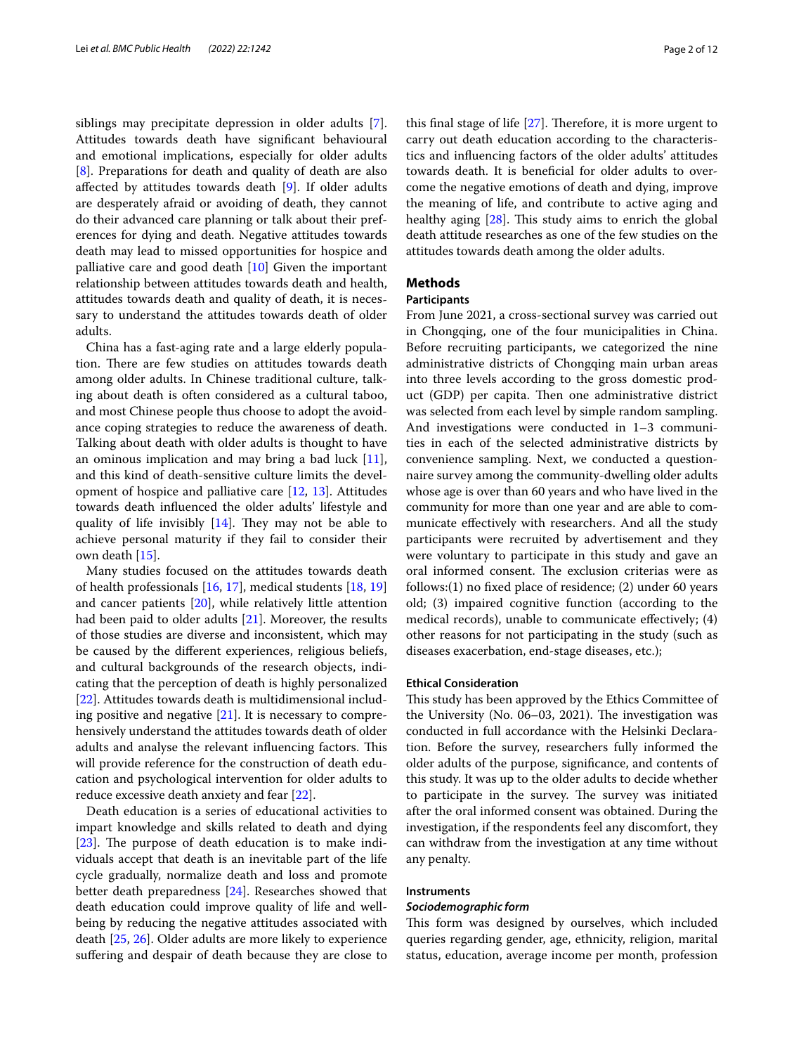siblings may precipitate depression in older adults [7]. Attitudes towards death have significant behavioural and emotional implications, especially for older adults [8]. Preparations for death and quality of death are also affected by attitudes towards death [9]. If older adults are desperately afraid or avoiding of death, they cannot do their advanced care planning or talk about their preferences for dying and death. Negative attitudes towards death may lead to missed opportunities for hospice and palliative care and good death [10] Given the important relationship between attitudes towards death and health, attitudes towards death and quality of death, it is necessary to understand the attitudes towards death of older adults.

China has a fast-aging rate and a large elderly population. There are few studies on attitudes towards death among older adults. In Chinese traditional culture, talking about death is often considered as a cultural taboo, and most Chinese people thus choose to adopt the avoidance coping strategies to reduce the awareness of death. Talking about death with older adults is thought to have an ominous implication and may bring a bad luck [11], and this kind of death-sensitive culture limits the development of hospice and palliative care [12, 13]. Attitudes towards death influenced the older adults' lifestyle and quality of life invisibly [14]. They may not be able to achieve personal maturity if they fail to consider their own death [15].

Many studies focused on the attitudes towards death of health professionals [16, 17], medical students [18, 19] and cancer patients [20], while relatively little attention had been paid to older adults [21]. Moreover, the results of those studies are diverse and inconsistent, which may be caused by the different experiences, religious beliefs, and cultural backgrounds of the research objects, indicating that the perception of death is highly personalized [22]. Attitudes towards death is multidimensional including positive and negative [21]. It is necessary to comprehensively understand the attitudes towards death of older adults and analyse the relevant influencing factors. This will provide reference for the construction of death education and psychological intervention for older adults to reduce excessive death anxiety and fear [22].

Death education is a series of educational activities to impart knowledge and skills related to death and dying [23]. The purpose of death education is to make individuals accept that death is an inevitable part of the life cycle gradually, normalize death and loss and promote better death preparedness [24]. Researches showed that death education could improve quality of life and well-being by reducing the negative attitudes associated with death [25, 26]. Older adults are more likely to experience suffering and despair of death because they are close to this final stage of life [27]. Therefore, it is more urgent to carry out death education according to the characteristics and influencing factors of the older adults' attitudes towards death. It is beneficial for older adults to overcome the negative emotions of death and dying, improve the meaning of life, and contribute to active aging and healthy aging [28]. This study aims to enrich the global death attitude researches as one of the few studies on the attitudes towards death among the older adults.

## Methods

### Participants

From June 2021, a cross-sectional survey was carried out in Chongqing, one of the four municipalities in China. Before recruiting participants, we categorized the nine administrative districts of Chongqing main urban areas into three levels according to the gross domestic product (GDP) per capita. Then one administrative district was selected from each level by simple random sampling. And investigations were conducted in 1–3 communities in each of the selected administrative districts by convenience sampling. Next, we conducted a questionnaire survey among the community-dwelling older adults whose age is over than 60 years and who have lived in the community for more than one year and are able to communicate effectively with researchers. And all the study participants were recruited by advertisement and they were voluntary to participate in this study and gave an oral informed consent. The exclusion criterias were as follows:(1) no fixed place of residence; (2) under 60 years old; (3) impaired cognitive function (according to the medical records), unable to communicate effectively; (4) other reasons for not participating in the study (such as diseases exacerbation, end-stage diseases, etc.);

### Ethical Consideration

This study has been approved by the Ethics Committee of the University (No. 06–03, 2021). The investigation was conducted in full accordance with the Helsinki Declaration. Before the survey, researchers fully informed the older adults of the purpose, significance, and contents of this study. It was up to the older adults to decide whether to participate in the survey. The survey was initiated after the oral informed consent was obtained. During the investigation, if the respondents feel any discomfort, they can withdraw from the investigation at any time without any penalty.

### Instruments

#### *Sociodemographic form*

This form was designed by ourselves, which included queries regarding gender, age, ethnicity, religion, marital status, education, average income per month, profession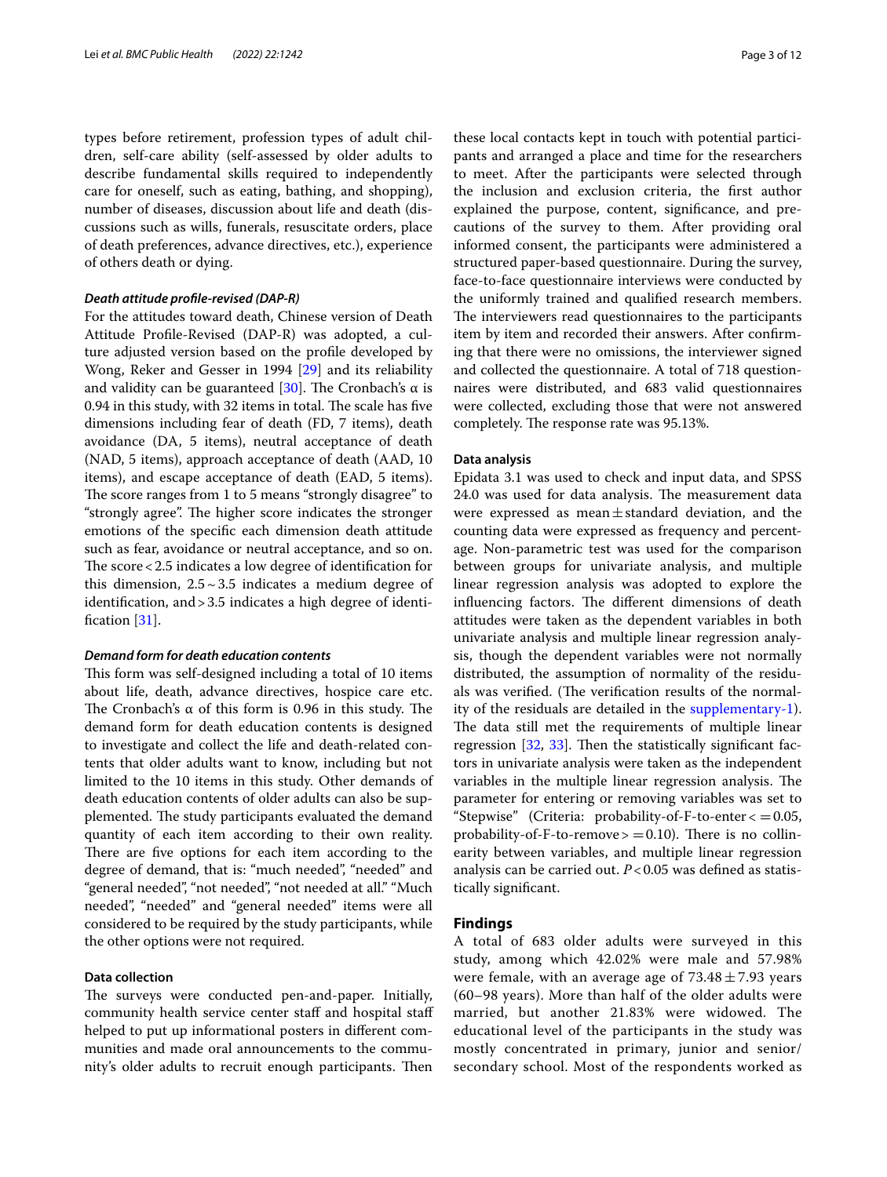types before retirement, profession types of adult children, self-care ability (self-assessed by older adults to describe fundamental skills required to independently care for oneself, such as eating, bathing, and shopping), number of diseases, discussion about life and death (discussions such as wills, funerals, resuscitate orders, place of death preferences, advance directives, etc.), experience of others death or dying.

#### *Death attitude profile-revised (DAP-R)*

For the attitudes toward death, Chinese version of Death Attitude Profile-Revised (DAP-R) was adopted, a culture adjusted version based on the profile developed by Wong, Reker and Gesser in 1994 [29] and its reliability and validity can be guaranteed [30]. The Cronbach's α is 0.94 in this study, with 32 items in total. The scale has five dimensions including fear of death (FD, 7 items), death avoidance (DA, 5 items), neutral acceptance of death (NAD, 5 items), approach acceptance of death (AAD, 10 items), and escape acceptance of death (EAD, 5 items). The score ranges from 1 to 5 means "strongly disagree" to "strongly agree". The higher score indicates the stronger emotions of the specific each dimension death attitude such as fear, avoidance or neutral acceptance, and so on. The score < 2.5 indicates a low degree of identification for this dimension, 2.5 ~ 3.5 indicates a medium degree of identification, and > 3.5 indicates a high degree of identification [31].

#### *Demand form for death education contents*

This form was self-designed including a total of 10 items about life, death, advance directives, hospice care etc. The Cronbach's α of this form is 0.96 in this study. The demand form for death education contents is designed to investigate and collect the life and death-related contents that older adults want to know, including but not limited to the 10 items in this study. Other demands of death education contents of older adults can also be supplemented. The study participants evaluated the demand quantity of each item according to their own reality. There are five options for each item according to the degree of demand, that is: "much needed", "needed" and "general needed", "not needed", "not needed at all." "Much needed", "needed" and "general needed" items were all considered to be required by the study participants, while the other options were not required.

### Data collection

The surveys were conducted pen-and-paper. Initially, community health service center staff and hospital staff helped to put up informational posters in different communities and made oral announcements to the community's older adults to recruit enough participants. Then these local contacts kept in touch with potential participants and arranged a place and time for the researchers to meet. After the participants were selected through the inclusion and exclusion criteria, the first author explained the purpose, content, significance, and precautions of the survey to them. After providing oral informed consent, the participants were administered a structured paper-based questionnaire. During the survey, face-to-face questionnaire interviews were conducted by the uniformly trained and qualified research members. The interviewers read questionnaires to the participants item by item and recorded their answers. After confirming that there were no omissions, the interviewer signed and collected the questionnaire. A total of 718 questionnaires were distributed, and 683 valid questionnaires were collected, excluding those that were not answered completely. The response rate was 95.13%.

### Data analysis

Epidata 3.1 was used to check and input data, and SPSS 24.0 was used for data analysis. The measurement data were expressed as mean ± standard deviation, and the counting data were expressed as frequency and percentage. Non-parametric test was used for the comparison between groups for univariate analysis, and multiple linear regression analysis was adopted to explore the influencing factors. The different dimensions of death attitudes were taken as the dependent variables in both univariate analysis and multiple linear regression analysis, though the dependent variables were not normally distributed, the assumption of normality of the residuals was verified. (The verification results of the normality of the residuals are detailed in the supplementary-1). The data still met the requirements of multiple linear regression [32, 33]. Then the statistically significant factors in univariate analysis were taken as the independent variables in the multiple linear regression analysis. The parameter for entering or removing variables was set to "Stepwise" (Criteria: probability-of-F-to-enter $< = 0.05$, probability-of-F-to-remove $> = 0.10$). There is no collinearity between variables, and multiple linear regression analysis can be carried out. $P < 0.05$ was defined as statistically significant.

## Findings

A total of 683 older adults were surveyed in this study, among which 42.02% were male and 57.98% were female, with an average age of 73.48 ± 7.93 years (60–98 years). More than half of the older adults were married, but another 21.83% were widowed. The educational level of the participants in the study was mostly concentrated in primary, junior and senior/secondary school. Most of the respondents worked as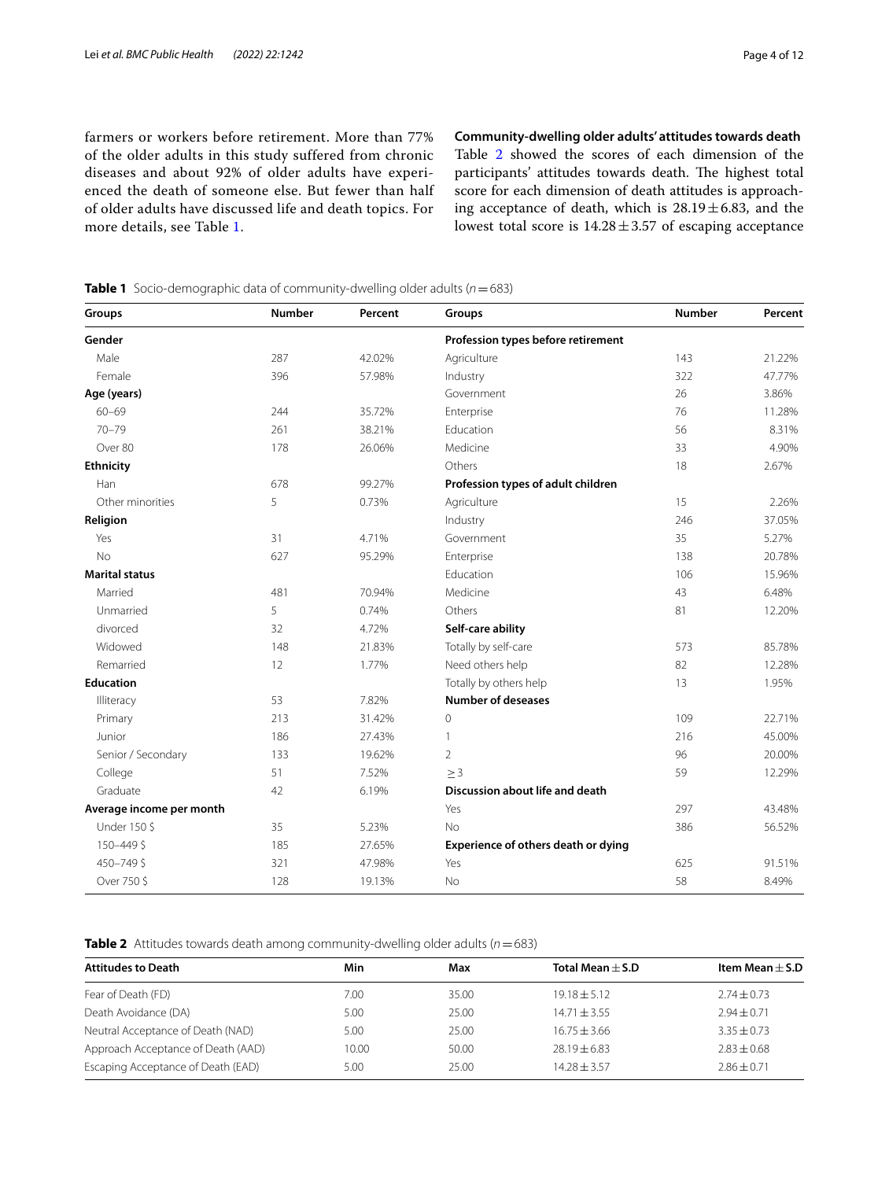farmers or workers before retirement. More than 77% of the older adults in this study suffered from chronic diseases and about 92% of older adults have experienced the death of someone else. But fewer than half of older adults have discussed life and death topics. For more details, see Table 1.

### Community-dwelling older adults' attitudes towards death

Table 2 showed the scores of each dimension of the participants' attitudes towards death. The highest total score for each dimension of death attitudes is approaching acceptance of death, which is $28.19 \pm 6.83$, and the lowest total score is $14.28 \pm 3.57$ of escaping acceptance

**Table 1** Socio-demographic data of community-dwelling older adults ($n = 683$)

| Groups | Number | Percent | Groups | Number | Percent |
|---|---|---|---|---|---|
| **Gender** | | | **Profession types before retirement** | | |
| Male | 287 | 42.02% | Agriculture | 143 | 21.22% |
| Female | 396 | 57.98% | Industry | 322 | 47.77% |
| **Age (years)** | | | Government | 26 | 3.86% |
| 60–69 | 244 | 35.72% | Enterprise | 76 | 11.28% |
| 70–79 | 261 | 38.21% | Education | 56 | 8.31% |
| Over 80 | 178 | 26.06% | Medicine | 33 | 4.90% |
| **Ethnicity** | | | Others | 18 | 2.67% |
| Han | 678 | 99.27% | **Profession types of adult children** | | |
| Other minorities | 5 | 0.73% | Agriculture | 15 | 2.26% |
| **Religion** | | | Industry | 246 | 37.05% |
| Yes | 31 | 4.71% | Government | 35 | 5.27% |
| No | 627 | 95.29% | Enterprise | 138 | 20.78% |
| **Marital status** | | | Education | 106 | 15.96% |
| Married | 481 | 70.94% | Medicine | 43 | 6.48% |
| Unmarried | 5 | 0.74% | Others | 81 | 12.20% |
| divorced | 32 | 4.72% | **Self-care ability** | | |
| Widowed | 148 | 21.83% | Totally by self-care | 573 | 85.78% |
| Remarried | 12 | 1.77% | Need others help | 82 | 12.28% |
| **Education** | | | Totally by others help | 13 | 1.95% |
| Illiteracy | 53 | 7.82% | **Number of deseases** | | |
| Primary | 213 | 31.42% | 0 | 109 | 22.71% |
| Junior | 186 | 27.43% | 1 | 216 | 45.00% |
| Senior / Secondary | 133 | 19.62% | 2 | 96 | 20.00% |
| College | 51 | 7.52% | $\geq 3$ | 59 | 12.29% |
| Graduate | 42 | 6.19% | **Discussion about life and death** | | |
| **Average income per month** | | | Yes | 297 | 43.48% |
| Under 150 $ | 35 | 5.23% | No | 386 | 56.52% |
| 150–449 $ | 185 | 27.65% | **Experience of others death or dying** | | |
| 450–749 $ | 321 | 47.98% | Yes | 625 | 91.51% |
| Over 750 $ | 128 | 19.13% | No | 58 | 8.49% |

**Table 2** Attitudes towards death among community-dwelling older adults ($n = 683$)

| Attitudes to Death | Min | Max | Total Mean ± S.D | Item Mean ± S.D |
|---|---|---|---|---|
| Fear of Death (FD) | 7.00 | 35.00 | $19.18 \pm 5.12$ | $2.74 \pm 0.73$ |
| Death Avoidance (DA) | 5.00 | 25.00 | $14.71 \pm 3.55$ | $2.94 \pm 0.71$ |
| Neutral Acceptance of Death (NAD) | 5.00 | 25.00 | $16.75 \pm 3.66$ | $3.35 \pm 0.73$ |
| Approach Acceptance of Death (AAD) | 10.00 | 50.00 | $28.19 \pm 6.83$ | $2.83 \pm 0.68$ |
| Escaping Acceptance of Death (EAD) | 5.00 | 25.00 | $14.28 \pm 3.57$ | $2.86 \pm 0.71$ |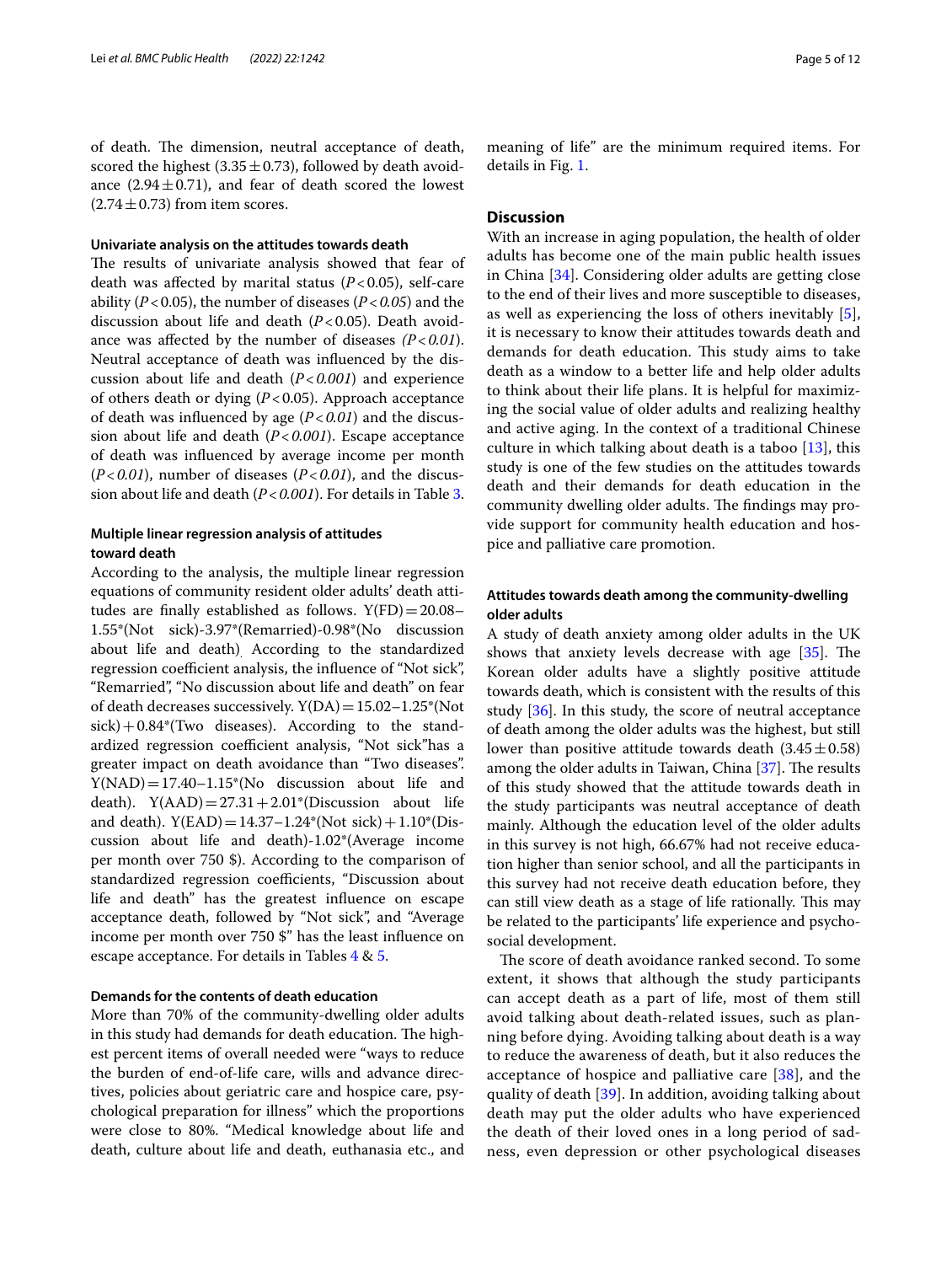of death. The dimension, neutral acceptance of death, scored the highest ($3.35 \pm 0.73$), followed by death avoidance ($2.94 \pm 0.71$), and fear of death scored the lowest ($2.74 \pm 0.73$) from item scores.

#### Univariate analysis on the attitudes towards death

The results of univariate analysis showed that fear of death was affected by marital status ($P < 0.05$), self-care ability ($P < 0.05$), the number of diseases ($P < 0.05$) and the discussion about life and death ($P < 0.05$). Death avoidance was affected by the number of diseases ($P < 0.01$). Neutral acceptance of death was influenced by the discussion about life and death ($P < 0.001$) and experience of others death or dying ($P < 0.05$). Approach acceptance of death was influenced by age ($P < 0.01$) and the discussion about life and death ($P < 0.001$). Escape acceptance of death was influenced by average income per month ($P < 0.01$), number of diseases ($P < 0.01$), and the discussion about life and death ($P < 0.001$). For details in Table 3.

#### Multiple linear regression analysis of attitudes toward death

According to the analysis, the multiple linear regression equations of community resident older adults' death attitudes are finally established as follows. Y(FD) = 20.08–1.55*(Not sick)-3.97*(Remarried)-0.98*(No discussion about life and death). According to the standardized regression coefficient analysis, the influence of "Not sick", "Remarried", "No discussion about life and death" on fear of death decreases successively. Y(DA) = 15.02–1.25*(Not sick) + 0.84*(Two diseases). According to the standardized regression coefficient analysis, "Not sick"has a greater impact on death avoidance than "Two diseases". Y(NAD) = 17.40–1.15*(No discussion about life and death). Y(AAD) = 27.31 + 2.01*(Discussion about life and death). Y(EAD) = 14.37–1.24*(Not sick) + 1.10*(Discussion about life and death)-1.02*(Average income per month over 750 $). According to the comparison of standardized regression coefficients, "Discussion about life and death" has the greatest influence on escape acceptance death, followed by "Not sick", and "Average income per month over 750 $" has the least influence on escape acceptance. For details in Tables 4 & 5.

#### Demands for the contents of death education

More than 70% of the community-dwelling older adults in this study had demands for death education. The highest percent items of overall needed were "ways to reduce the burden of end-of-life care, wills and advance directives, policies about geriatric care and hospice care, psychological preparation for illness" which the proportions were close to 80%. "Medical knowledge about life and death, culture about life and death, euthanasia etc., and meaning of life" are the minimum required items. For details in Fig. 1.

## Discussion

With an increase in aging population, the health of older adults has become one of the main public health issues in China [34]. Considering older adults are getting close to the end of their lives and more susceptible to diseases, as well as experiencing the loss of others inevitably [5], it is necessary to know their attitudes towards death and demands for death education. This study aims to take death as a window to a better life and help older adults to think about their life plans. It is helpful for maximizing the social value of older adults and realizing healthy and active aging. In the context of a traditional Chinese culture in which talking about death is a taboo [13], this study is one of the few studies on the attitudes towards death and their demands for death education in the community dwelling older adults. The findings may provide support for community health education and hospice and palliative care promotion.

#### Attitudes towards death among the community-dwelling older adults

A study of death anxiety among older adults in the UK shows that anxiety levels decrease with age [35]. The Korean older adults have a slightly positive attitude towards death, which is consistent with the results of this study [36]. In this study, the score of neutral acceptance of death among the older adults was the highest, but still lower than positive attitude towards death ($3.45 \pm 0.58$) among the older adults in Taiwan, China [37]. The results of this study showed that the attitude towards death in the study participants was neutral acceptance of death mainly. Although the education level of the older adults in this survey is not high, 66.67% had not receive education higher than senior school, and all the participants in this survey had not receive death education before, they can still view death as a stage of life rationally. This may be related to the participants' life experience and psychosocial development.

The score of death avoidance ranked second. To some extent, it shows that although the study participants can accept death as a part of life, most of them still avoid talking about death-related issues, such as planning before dying. Avoiding talking about death is a way to reduce the awareness of death, but it also reduces the acceptance of hospice and palliative care [38], and the quality of death [39]. In addition, avoiding talking about death may put the older adults who have experienced the death of their loved ones in a long period of sadness, even depression or other psychological diseases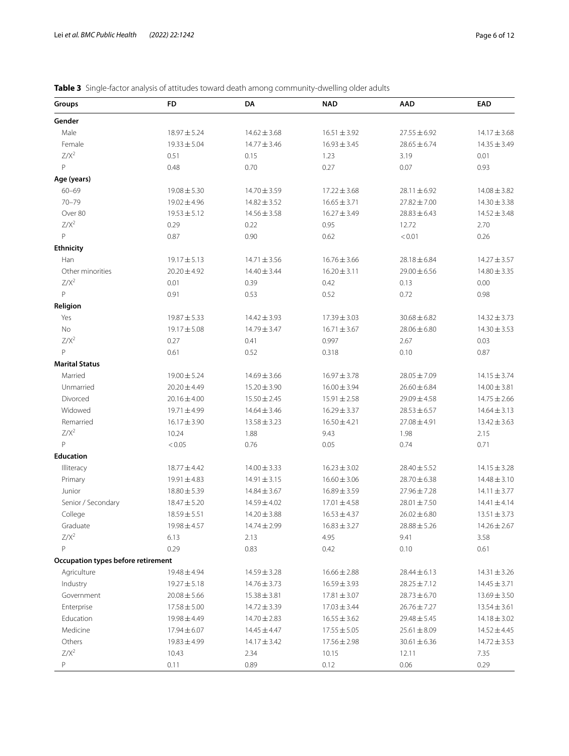**Table 3** Single-factor analysis of attitudes toward death among community-dwelling older adults

| Groups | FD | DA | NAD | AAD | EAD |
|---|---|---|---|---|---|
| **Gender** | | | | | |
| Male | 18.97 ± 5.24 | 14.62 ± 3.68 | 16.51 ± 3.92 | 27.55 ± 6.92 | 14.17 ± 3.68 |
| Female | 19.33 ± 5.04 | 14.77 ± 3.46 | 16.93 ± 3.45 | 28.65 ± 6.74 | 14.35 ± 3.49 |
| $Z/X^2$ | 0.51 | 0.15 | 1.23 | 3.19 | 0.01 |
| P | 0.48 | 0.70 | 0.27 | 0.07 | 0.93 |
| **Age (years)** | | | | | |
| 60–69 | 19.08 ± 5.30 | 14.70 ± 3.59 | 17.22 ± 3.68 | 28.11 ± 6.92 | 14.08 ± 3.82 |
| 70–79 | 19.02 ± 4.96 | 14.82 ± 3.52 | 16.65 ± 3.71 | 27.82 ± 7.00 | 14.30 ± 3.38 |
| Over 80 | 19.53 ± 5.12 | 14.56 ± 3.58 | 16.27 ± 3.49 | 28.83 ± 6.43 | 14.52 ± 3.48 |
| $Z/X^2$ | 0.29 | 0.22 | 0.95 | 12.72 | 2.70 |
| P | 0.87 | 0.90 | 0.62 | < 0.01 | 0.26 |
| **Ethnicity** | | | | | |
| Han | 19.17 ± 5.13 | 14.71 ± 3.56 | 16.76 ± 3.66 | 28.18 ± 6.84 | 14.27 ± 3.57 |
| Other minorities | 20.20 ± 4.92 | 14.40 ± 3.44 | 16.20 ± 3.11 | 29.00 ± 6.56 | 14.80 ± 3.35 |
| $Z/X^2$ | 0.01 | 0.39 | 0.42 | 0.13 | 0.00 |
| P | 0.91 | 0.53 | 0.52 | 0.72 | 0.98 |
| **Religion** | | | | | |
| Yes | 19.87 ± 5.33 | 14.42 ± 3.93 | 17.39 ± 3.03 | 30.68 ± 6.82 | 14.32 ± 3.73 |
| No | 19.17 ± 5.08 | 14.79 ± 3.47 | 16.71 ± 3.67 | 28.06 ± 6.80 | 14.30 ± 3.53 |
| $Z/X^2$ | 0.27 | 0.41 | 0.997 | 2.67 | 0.03 |
| P | 0.61 | 0.52 | 0.318 | 0.10 | 0.87 |
| **Marital Status** | | | | | |
| Married | 19.00 ± 5.24 | 14.69 ± 3.66 | 16.97 ± 3.78 | 28.05 ± 7.09 | 14.15 ± 3.74 |
| Unmarried | 20.20 ± 4.49 | 15.20 ± 3.90 | 16.00 ± 3.94 | 26.60 ± 6.84 | 14.00 ± 3.81 |
| Divorced | 20.16 ± 4.00 | 15.50 ± 2.45 | 15.91 ± 2.58 | 29.09 ± 4.58 | 14.75 ± 2.66 |
| Widowed | 19.71 ± 4.99 | 14.64 ± 3.46 | 16.29 ± 3.37 | 28.53 ± 6.57 | 14.64 ± 3.13 |
| Remarried | 16.17 ± 3.90 | 13.58 ± 3.23 | 16.50 ± 4.21 | 27.08 ± 4.91 | 13.42 ± 3.63 |
| $Z/X^2$ | 10.24 | 1.88 | 9.43 | 1.98 | 2.15 |
| P | < 0.05 | 0.76 | 0.05 | 0.74 | 0.71 |
| **Education** | | | | | |
| Illiteracy | 18.77 ± 4.42 | 14.00 ± 3.33 | 16.23 ± 3.02 | 28.40 ± 5.52 | 14.15 ± 3.28 |
| Primary | 19.91 ± 4.83 | 14.91 ± 3.15 | 16.60 ± 3.06 | 28.70 ± 6.38 | 14.48 ± 3.10 |
| Junior | 18.80 ± 5.39 | 14.84 ± 3.67 | 16.89 ± 3.59 | 27.96 ± 7.28 | 14.11 ± 3.77 |
| Senior / Secondary | 18.47 ± 5.20 | 14.59 ± 4.02 | 17.01 ± 4.58 | 28.01 ± 7.50 | 14.41 ± 4.14 |
| College | 18.59 ± 5.51 | 14.20 ± 3.88 | 16.53 ± 4.37 | 26.02 ± 6.80 | 13.51 ± 3.73 |
| Graduate | 19.98 ± 4.57 | 14.74 ± 2.99 | 16.83 ± 3.27 | 28.88 ± 5.26 | 14.26 ± 2.67 |
| $Z/X^2$ | 6.13 | 2.13 | 4.95 | 9.41 | 3.58 |
| P | 0.29 | 0.83 | 0.42 | 0.10 | 0.61 |
| **Occupation types before retirement** | | | | | |
| Agriculture | 19.48 ± 4.94 | 14.59 ± 3.28 | 16.66 ± 2.88 | 28.44 ± 6.13 | 14.31 ± 3.26 |
| Industry | 19.27 ± 5.18 | 14.76 ± 3.73 | 16.59 ± 3.93 | 28.25 ± 7.12 | 14.45 ± 3.71 |
| Government | 20.08 ± 5.66 | 15.38 ± 3.81 | 17.81 ± 3.07 | 28.73 ± 6.70 | 13.69 ± 3.50 |
| Enterprise | 17.58 ± 5.00 | 14.72 ± 3.39 | 17.03 ± 3.44 | 26.76 ± 7.27 | 13.54 ± 3.61 |
| Education | 19.98 ± 4.49 | 14.70 ± 2.83 | 16.55 ± 3.62 | 29.48 ± 5.45 | 14.18 ± 3.02 |
| Medicine | 17.94 ± 6.07 | 14.45 ± 4.47 | 17.55 ± 5.05 | 25.61 ± 8.09 | 14.52 ± 4.45 |
| Others | 19.83 ± 4.99 | 14.17 ± 3.42 | 17.56 ± 2.98 | 30.61 ± 6.36 | 14.72 ± 3.53 |
| $Z/X^2$ | 10.43 | 2.34 | 10.15 | 12.11 | 7.35 |
| P | 0.11 | 0.89 | 0.12 | 0.06 | 0.29 |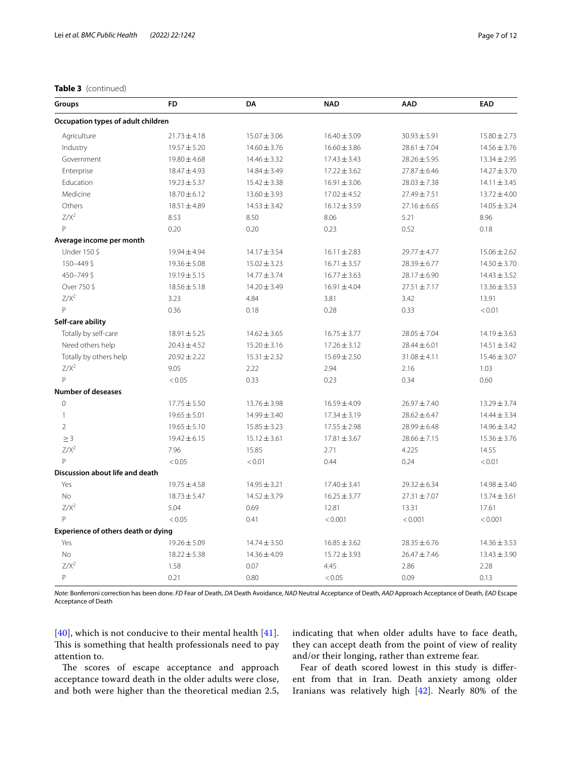**Table 3** (continued)

| Groups | FD | DA | NAD | AAD | EAD |
|---|---|---|---|---|---|
| **Occupation types of adult children** | | | | | |
| Agriculture | 21.73 ± 4.18 | 15.07 ± 3.06 | 16.40 ± 3.09 | 30.93 ± 5.91 | 15.80 ± 2.73 |
| Industry | 19.57 ± 5.20 | 14.60 ± 3.76 | 16.60 ± 3.86 | 28.61 ± 7.04 | 14.56 ± 3.76 |
| Government | 19.80 ± 4.68 | 14.46 ± 3.32 | 17.43 ± 3.43 | 28.26 ± 5.95 | 13.34 ± 2.95 |
| Enterprise | 18.47 ± 4.93 | 14.84 ± 3.49 | 17.22 ± 3.62 | 27.87 ± 6.46 | 14.27 ± 3.70 |
| Education | 19.23 ± 5.37 | 15.42 ± 3.38 | 16.91 ± 3.06 | 28.03 ± 7.38 | 14.11 ± 3.45 |
| Medicine | 18.70 ± 6.12 | 13.60 ± 3.93 | 17.02 ± 4.52 | 27.49 ± 7.51 | 13.72 ± 4.00 |
| Others | 18.51 ± 4.89 | 14.53 ± 3.42 | 16.12 ± 3.59 | 27.16 ± 6.65 | 14.05 ± 3.24 |
| $Z/X^2$ | 8.53 | 8.50 | 8.06 | 5.21 | 8.96 |
| P | 0.20 | 0.20 | 0.23 | 0.52 | 0.18 |
| **Average income per month** | | | | | |
| Under 150 $ | 19.94 ± 4.94 | 14.17 ± 3.54 | 16.11 ± 2.83 | 29.77 ± 4.77 | 15.06 ± 2.62 |
| 150–449 $ | 19.36 ± 5.08 | 15.02 ± 3.23 | 16.71 ± 3.57 | 28.39 ± 6.77 | 14.50 ± 3.70 |
| 450–749 $ | 19.19 ± 5.15 | 14.77 ± 3.74 | 16.77 ± 3.63 | 28.17 ± 6.90 | 14.43 ± 3.52 |
| Over 750 $ | 18.56 ± 5.18 | 14.20 ± 3.49 | 16.91 ± 4.04 | 27.51 ± 7.17 | 13.36 ± 3.53 |
| $Z/X^2$ | 3.23 | 4.84 | 3.81 | 3.42 | 13.91 |
| P | 0.36 | 0.18 | 0.28 | 0.33 | < 0.01 |
| **Self-care ability** | | | | | |
| Totally by self-care | 18.91 ± 5.25 | 14.62 ± 3.65 | 16.75 ± 3.77 | 28.05 ± 7.04 | 14.19 ± 3.63 |
| Need others help | 20.43 ± 4.52 | 15.20 ± 3.16 | 17.26 ± 3.12 | 28.44 ± 6.01 | 14.51 ± 3.42 |
| Totally by others help | 20.92 ± 2.22 | 15.31 ± 2.32 | 15.69 ± 2.50 | 31.08 ± 4.11 | 15.46 ± 3.07 |
| $Z/X^2$ | 9.05 | 2.22 | 2.94 | 2.16 | 1.03 |
| P | < 0.05 | 0.33 | 0.23 | 0.34 | 0.60 |
| **Number of deseases** | | | | | |
| 0 | 17.75 ± 5.50 | 13.76 ± 3.98 | 16.59 ± 4.09 | 26.97 ± 7.40 | 13.29 ± 3.74 |
| 1 | 19.65 ± 5.01 | 14.99 ± 3.40 | 17.34 ± 3.19 | 28.62 ± 6.47 | 14.44 ± 3.34 |
| 2 | 19.65 ± 5.10 | 15.85 ± 3.23 | 17.55 ± 2.98 | 28.99 ± 6.48 | 14.96 ± 3.42 |
| ≥ 3 | 19.42 ± 6.15 | 15.12 ± 3.61 | 17.81 ± 3.67 | 28.66 ± 7.15 | 15.36 ± 3.76 |
| $Z/X^2$ | 7.96 | 15.85 | 2.71 | 4.225 | 14.55 |
| P | < 0.05 | < 0.01 | 0.44 | 0.24 | < 0.01 |
| **Discussion about life and death** | | | | | |
| Yes | 19.75 ± 4.58 | 14.95 ± 3.21 | 17.40 ± 3.41 | 29.32 ± 6.34 | 14.98 ± 3.40 |
| No | 18.73 ± 5.47 | 14.52 ± 3.79 | 16.25 ± 3.77 | 27.31 ± 7.07 | 13.74 ± 3.61 |
| $Z/X^2$ | 5.04 | 0.69 | 12.81 | 13.31 | 17.61 |
| P | < 0.05 | 0.41 | < 0.001 | < 0.001 | < 0.001 |
| **Experience of others death or dying** | | | | | |
| Yes | 19.26 ± 5.09 | 14.74 ± 3.50 | 16.85 ± 3.62 | 28.35 ± 6.76 | 14.36 ± 3.53 |
| No | 18.22 ± 5.38 | 14.36 ± 4.09 | 15.72 ± 3.93 | 26.47 ± 7.46 | 13.43 ± 3.90 |
| $Z/X^2$ | 1.58 | 0.07 | 4.45 | 2.86 | 2.28 |
| P | 0.21 | 0.80 | < 0.05 | 0.09 | 0.13 |

*Note*: Bonferroni correction has been done. *FD* Fear of Death, *DA* Death Avoidance, *NAD* Neutral Acceptance of Death, *AAD* Approach Acceptance of Death, *EAD* Escape Acceptance of Death

[40], which is not conducive to their mental health [41]. This is something that health professionals need to pay attention to.

The scores of escape acceptance and approach acceptance toward death in the older adults were close, and both were higher than the theoretical median 2.5, indicating that when older adults have to face death, they can accept death from the point of view of reality and/or their longing, rather than extreme fear.

Fear of death scored lowest in this study is different from that in Iran. Death anxiety among older Iranians was relatively high [42]. Nearly 80% of the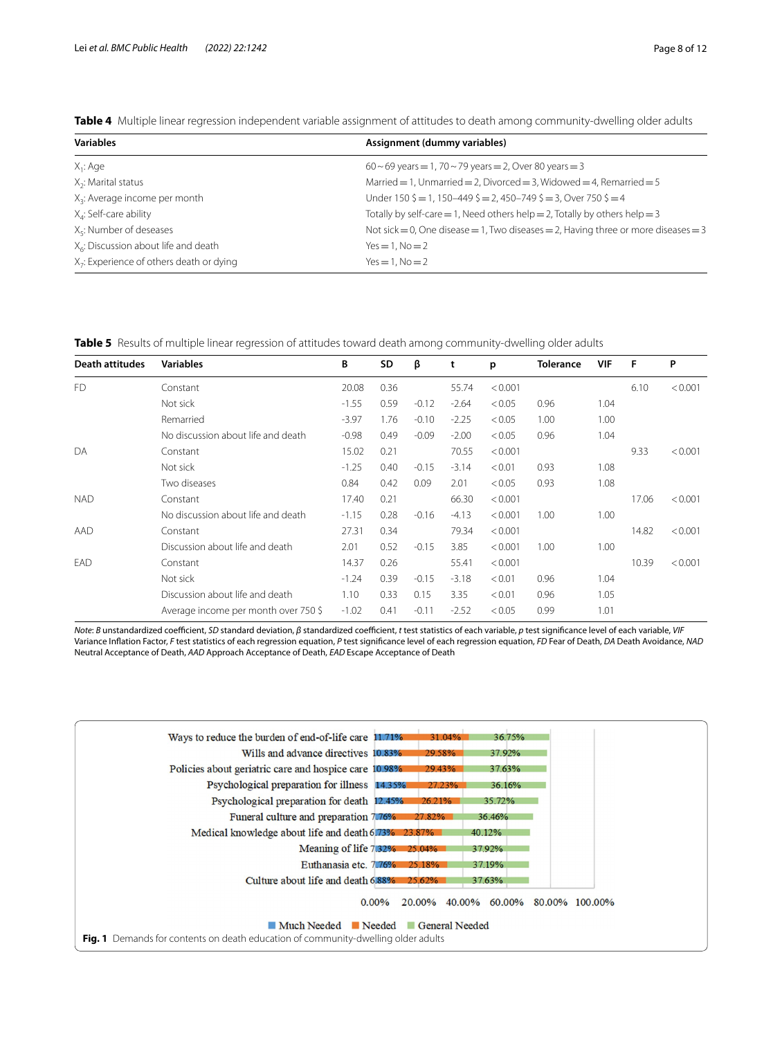**Table 4** Multiple linear regression independent variable assignment of attitudes to death among community-dwelling older adults

| Variables | Assignment (dummy variables) |
|---|---|
| $X_1$: Age | 60 ~ 69 years = 1, 70 ~ 79 years = 2, Over 80 years = 3 |
| $X_2$: Marital status | Married = 1, Unmarried = 2, Divorced = 3, Widowed = 4, Remarried = 5 |
| $X_3$: Average income per month | Under 150 $ = 1, 150–449 $ = 2, 450–749 $ = 3, Over 750 $ = 4 |
| $X_4$: Self-care ability | Totally by self-care = 1, Need others help = 2, Totally by others help = 3 |
| $X_5$: Number of deseases | Not sick = 0, One disease = 1, Two diseases = 2, Having three or more diseases = 3 |
| $X_6$: Discussion about life and death | Yes = 1, No = 2 |
| $X_7$: Experience of others death or dying | Yes = 1, No = 2 |

**Table 5** Results of multiple linear regression of attitudes toward death among community-dwelling older adults

| Death attitudes | Variables | B | SD | β | t | p | Tolerance | VIF | F | P |
|---|---|---|---|---|---|---|---|---|---|---|
| FD | Constant | 20.08 | 0.36 | | 55.74 | < 0.001 | | | 6.10 | < 0.001 |
| | Not sick | -1.55 | 0.59 | -0.12 | -2.64 | < 0.05 | 0.96 | 1.04 | | |
| | Remarried | -3.97 | 1.76 | -0.10 | -2.25 | < 0.05 | 1.00 | 1.00 | | |
| | No discussion about life and death | -0.98 | 0.49 | -0.09 | -2.00 | < 0.05 | 0.96 | 1.04 | | |
| DA | Constant | 15.02 | 0.21 | | 70.55 | < 0.001 | | | 9.33 | < 0.001 |
| | Not sick | -1.25 | 0.40 | -0.15 | -3.14 | < 0.01 | 0.93 | 1.08 | | |
| | Two diseases | 0.84 | 0.42 | 0.09 | 2.01 | < 0.05 | 0.93 | 1.08 | | |
| NAD | Constant | 17.40 | 0.21 | | 66.30 | < 0.001 | | | 17.06 | < 0.001 |
| | No discussion about life and death | -1.15 | 0.28 | -0.16 | -4.13 | < 0.001 | 1.00 | 1.00 | | |
| AAD | Constant | 27.31 | 0.34 | | 79.34 | < 0.001 | | | 14.82 | < 0.001 |
| | Discussion about life and death | 2.01 | 0.52 | -0.15 | 3.85 | < 0.001 | 1.00 | 1.00 | | |
| EAD | Constant | 14.37 | 0.26 | | 55.41 | < 0.001 | | | 10.39 | < 0.001 |
| | Not sick | -1.24 | 0.39 | -0.15 | -3.18 | < 0.01 | 0.96 | 1.04 | | |
| | Discussion about life and death | 1.10 | 0.33 | 0.15 | 3.35 | < 0.01 | 0.96 | 1.05 | | |
| | Average income per month over 750 $ | -1.02 | 0.41 | -0.11 | -2.52 | < 0.05 | 0.99 | 1.01 | | |

*Note*: *B* unstandardized coefficient, *SD* standard deviation, *β* standardized coefficient, *t* test statistics of each variable, *p* test significance level of each variable, *VIF* Variance Inflation Factor, *F* test statistics of each regression equation, *P* test significance level of each regression equation, *FD* Fear of Death, *DA* Death Avoidance, *NAD* Neutral Acceptance of Death, *AAD* Approach Acceptance of Death, *EAD* Escape Acceptance of Death

| Content | Much Needed | Needed | General Needed |
|---|---|---|---|
| Ways to reduce the burden of end-of-life care | 11.71% | 31.04% | 36.75% |
| Wills and advance directives | 10.83% | 29.58% | 37.92% |
| Policies about geriatric care and hospice care | 10.98% | 29.43% | 37.63% |
| Psychological preparation for illness | 14.35% | 27.23% | 36.16% |
| Psychological preparation for death | 12.45% | 26.21% | 35.72% |
| Funeral culture and preparation | 7.76% | 27.82% | 36.46% |
| Medical knowledge about life and death | 6.73% | 23.87% | 40.12% |
| Meaning of life | 7.32% | 25.04% | 37.92% |
| Euthanasia etc. | 7.76% | 25.18% | 37.19% |
| Culture about life and death | 6.88% | 25.62% | 37.63% |

**Fig. 1** Demands for contents on death education of community-dwelling older adults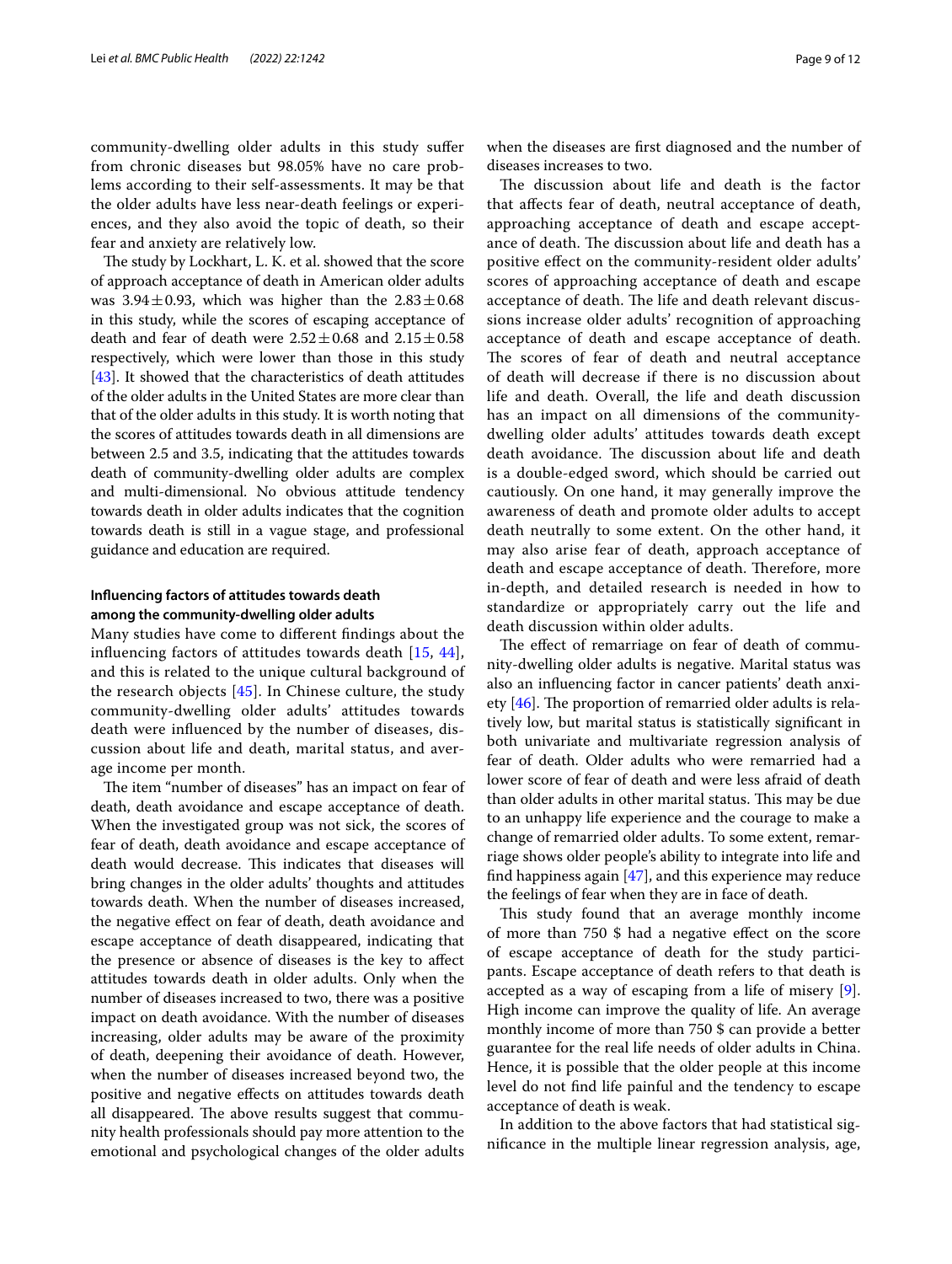community-dwelling older adults in this study suffer from chronic diseases but 98.05% have no care problems according to their self-assessments. It may be that the older adults have less near-death feelings or experiences, and they also avoid the topic of death, so their fear and anxiety are relatively low.

The study by Lockhart, L. K. et al. showed that the score of approach acceptance of death in American older adults was $3.94 \pm 0.93$, which was higher than the $2.83 \pm 0.68$ in this study, while the scores of escaping acceptance of death and fear of death were $2.52 \pm 0.68$ and $2.15 \pm 0.58$ respectively, which were lower than those in this study [43]. It showed that the characteristics of death attitudes of the older adults in the United States are more clear than that of the older adults in this study. It is worth noting that the scores of attitudes towards death in all dimensions are between 2.5 and 3.5, indicating that the attitudes towards death of community-dwelling older adults are complex and multi-dimensional. No obvious attitude tendency towards death in older adults indicates that the cognition towards death is still in a vague stage, and professional guidance and education are required.

### Influencing factors of attitudes towards death among the community-dwelling older adults

Many studies have come to different findings about the influencing factors of attitudes towards death [15, 44], and this is related to the unique cultural background of the research objects [45]. In Chinese culture, the study community-dwelling older adults' attitudes towards death were influenced by the number of diseases, discussion about life and death, marital status, and average income per month.

The item "number of diseases" has an impact on fear of death, death avoidance and escape acceptance of death. When the investigated group was not sick, the scores of fear of death, death avoidance and escape acceptance of death would decrease. This indicates that diseases will bring changes in the older adults' thoughts and attitudes towards death. When the number of diseases increased, the negative effect on fear of death, death avoidance and escape acceptance of death disappeared, indicating that the presence or absence of diseases is the key to affect attitudes towards death in older adults. Only when the number of diseases increased to two, there was a positive impact on death avoidance. With the number of diseases increasing, older adults may be aware of the proximity of death, deepening their avoidance of death. However, when the number of diseases increased beyond two, the positive and negative effects on attitudes towards death all disappeared. The above results suggest that community health professionals should pay more attention to the emotional and psychological changes of the older adults when the diseases are first diagnosed and the number of diseases increases to two.

The discussion about life and death is the factor that affects fear of death, neutral acceptance of death, approaching acceptance of death and escape acceptance of death. The discussion about life and death has a positive effect on the community-resident older adults' scores of approaching acceptance of death and escape acceptance of death. The life and death relevant discussions increase older adults' recognition of approaching acceptance of death and escape acceptance of death. The scores of fear of death and neutral acceptance of death will decrease if there is no discussion about life and death. Overall, the life and death discussion has an impact on all dimensions of the community-dwelling older adults' attitudes towards death except death avoidance. The discussion about life and death is a double-edged sword, which should be carried out cautiously. On one hand, it may generally improve the awareness of death and promote older adults to accept death neutrally to some extent. On the other hand, it may also arise fear of death, approach acceptance of death and escape acceptance of death. Therefore, more in-depth, and detailed research is needed in how to standardize or appropriately carry out the life and death discussion within older adults.

The effect of remarriage on fear of death of community-dwelling older adults is negative. Marital status was also an influencing factor in cancer patients' death anxiety [46]. The proportion of remarried older adults is relatively low, but marital status is statistically significant in both univariate and multivariate regression analysis of fear of death. Older adults who were remarried had a lower score of fear of death and were less afraid of death than older adults in other marital status. This may be due to an unhappy life experience and the courage to make a change of remarried older adults. To some extent, remarriage shows older people's ability to integrate into life and find happiness again [47], and this experience may reduce the feelings of fear when they are in face of death.

This study found that an average monthly income of more than 750 $ had a negative effect on the score of escape acceptance of death for the study participants. Escape acceptance of death refers to that death is accepted as a way of escaping from a life of misery [9]. High income can improve the quality of life. An average monthly income of more than 750 $ can provide a better guarantee for the real life needs of older adults in China. Hence, it is possible that the older people at this income level do not find life painful and the tendency to escape acceptance of death is weak.

In addition to the above factors that had statistical significance in the multiple linear regression analysis, age,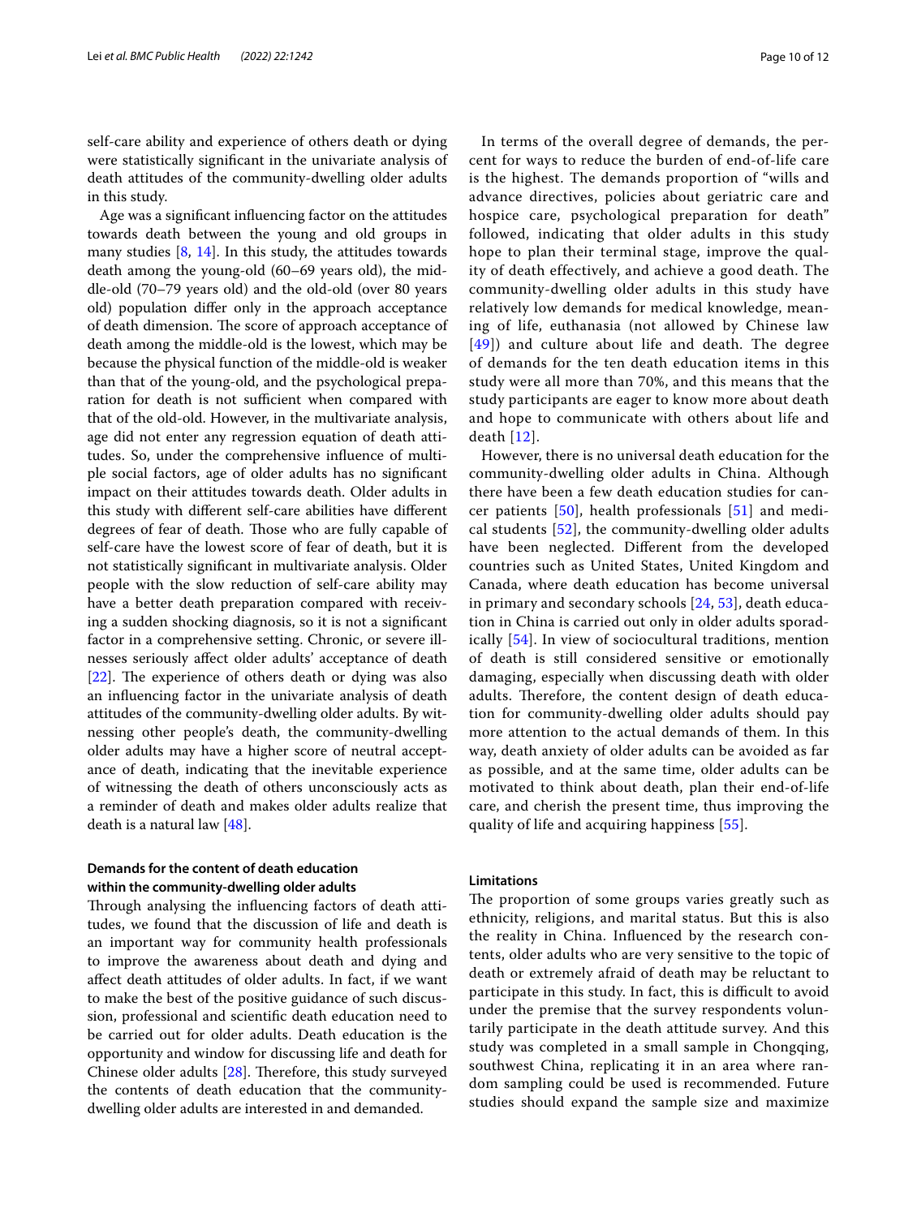self-care ability and experience of others death or dying were statistically significant in the univariate analysis of death attitudes of the community-dwelling older adults in this study.

Age was a significant influencing factor on the attitudes towards death between the young and old groups in many studies [8, 14]. In this study, the attitudes towards death among the young-old (60–69 years old), the middle-old (70–79 years old) and the old-old (over 80 years old) population differ only in the approach acceptance of death dimension. The score of approach acceptance of death among the middle-old is the lowest, which may be because the physical function of the middle-old is weaker than that of the young-old, and the psychological preparation for death is not sufficient when compared with that of the old-old. However, in the multivariate analysis, age did not enter any regression equation of death attitudes. So, under the comprehensive influence of multiple social factors, age of older adults has no significant impact on their attitudes towards death. Older adults in this study with different self-care abilities have different degrees of fear of death. Those who are fully capable of self-care have the lowest score of fear of death, but it is not statistically significant in multivariate analysis. Older people with the slow reduction of self-care ability may have a better death preparation compared with receiving a sudden shocking diagnosis, so it is not a significant factor in a comprehensive setting. Chronic, or severe illnesses seriously affect older adults' acceptance of death [22]. The experience of others death or dying was also an influencing factor in the univariate analysis of death attitudes of the community-dwelling older adults. By witnessing other people's death, the community-dwelling older adults may have a higher score of neutral acceptance of death, indicating that the inevitable experience of witnessing the death of others unconsciously acts as a reminder of death and makes older adults realize that death is a natural law [48].

### Demands for the content of death education within the community-dwelling older adults

Through analysing the influencing factors of death attitudes, we found that the discussion of life and death is an important way for community health professionals to improve the awareness about death and dying and affect death attitudes of older adults. In fact, if we want to make the best of the positive guidance of such discussion, professional and scientific death education need to be carried out for older adults. Death education is the opportunity and window for discussing life and death for Chinese older adults [28]. Therefore, this study surveyed the contents of death education that the community-dwelling older adults are interested in and demanded.

In terms of the overall degree of demands, the percent for ways to reduce the burden of end-of-life care is the highest. The demands proportion of "wills and advance directives, policies about geriatric care and hospice care, psychological preparation for death" followed, indicating that older adults in this study hope to plan their terminal stage, improve the quality of death effectively, and achieve a good death. The community-dwelling older adults in this study have relatively low demands for medical knowledge, meaning of life, euthanasia (not allowed by Chinese law [49]) and culture about life and death. The degree of demands for the ten death education items in this study were all more than 70%, and this means that the study participants are eager to know more about death and hope to communicate with others about life and death [12].

However, there is no universal death education for the community-dwelling older adults in China. Although there have been a few death education studies for cancer patients [50], health professionals [51] and medical students [52], the community-dwelling older adults have been neglected. Different from the developed countries such as United States, United Kingdom and Canada, where death education has become universal in primary and secondary schools [24, 53], death education in China is carried out only in older adults sporadically [54]. In view of sociocultural traditions, mention of death is still considered sensitive or emotionally damaging, especially when discussing death with older adults. Therefore, the content design of death education for community-dwelling older adults should pay more attention to the actual demands of them. In this way, death anxiety of older adults can be avoided as far as possible, and at the same time, older adults can be motivated to think about death, plan their end-of-life care, and cherish the present time, thus improving the quality of life and acquiring happiness [55].

### Limitations

The proportion of some groups varies greatly such as ethnicity, religions, and marital status. But this is also the reality in China. Influenced by the research contents, older adults who are very sensitive to the topic of death or extremely afraid of death may be reluctant to participate in this study. In fact, this is difficult to avoid under the premise that the survey respondents voluntarily participate in the death attitude survey. And this study was completed in a small sample in Chongqing, southwest China, replicating it in an area where random sampling could be used is recommended. Future studies should expand the sample size and maximize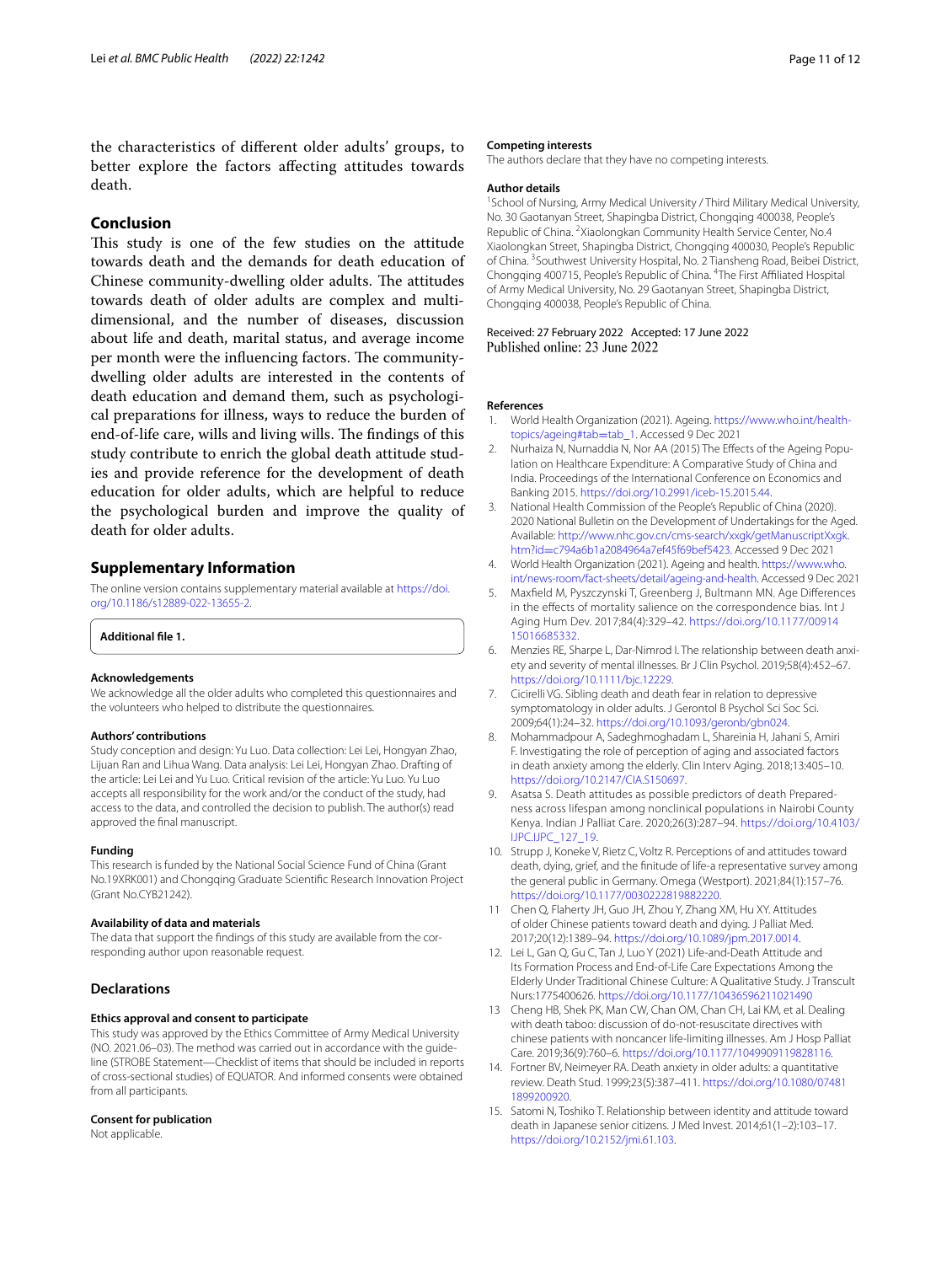the characteristics of different older adults' groups, to better explore the factors affecting attitudes towards death.

## Conclusion

This study is one of the few studies on the attitude towards death and the demands for death education of Chinese community-dwelling older adults. The attitudes towards death of older adults are complex and multi-dimensional, and the number of diseases, discussion about life and death, marital status, and average income per month were the influencing factors. The community-dwelling older adults are interested in the contents of death education and demand them, such as psychological preparations for illness, ways to reduce the burden of end-of-life care, wills and living wills. The findings of this study contribute to enrich the global death attitude studies and provide reference for the development of death education for older adults, which are helpful to reduce the psychological burden and improve the quality of death for older adults.

## Supplementary Information

The online version contains supplementary material available at https://doi.org/10.1186/s12889-022-13655-2.

**Additional file 1.**

### Acknowledgements

We acknowledge all the older adults who completed this questionnaires and the volunteers who helped to distribute the questionnaires.

### Authors' contributions

Study conception and design: Yu Luo. Data collection: Lei Lei, Hongyan Zhao, Lijuan Ran and Lihua Wang. Data analysis: Lei Lei, Hongyan Zhao. Drafting of the article: Lei Lei and Yu Luo. Critical revision of the article: Yu Luo. Yu Luo accepts all responsibility for the work and/or the conduct of the study, had access to the data, and controlled the decision to publish. The author(s) read approved the final manuscript.

### Funding

This research is funded by the National Social Science Fund of China (Grant No.19XRK001) and Chongqing Graduate Scientific Research Innovation Project (Grant No.CYB21242).

### Availability of data and materials

The data that support the findings of this study are available from the corresponding author upon reasonable request.

## Declarations

### Ethics approval and consent to participate

This study was approved by the Ethics Committee of Army Medical University (NO. 2021.06–03). The method was carried out in accordance with the guideline (STROBE Statement—Checklist of items that should be included in reports of cross-sectional studies) of EQUATOR. And informed consents were obtained from all participants.

### Consent for publication

Not applicable.

### Competing interests

The authors declare that they have no competing interests.

### Author details

[1]School of Nursing, Army Medical University / Third Military Medical University, No. 30 Gaotanyan Street, Shapingba District, Chongqing 400038, People's Republic of China. [2]Xiaolongkan Community Health Service Center, No.4 Xiaolongkan Street, Shapingba District, Chongqing 400030, People's Republic of China. [3]Southwest University Hospital, No. 2 Tiansheng Road, Beibei District, Chongqing 400715, People's Republic of China. [4]The First Affiliated Hospital of Army Medical University, No. 29 Gaotanyan Street, Shapingba District, Chongqing 400038, People's Republic of China.

Received: 27 February 2022 Accepted: 17 June 2022
Published online: 23 June 2022

### References

1. World Health Organization (2021). Ageing. https://www.who.int/health-topics/ageing#tab=tab_1. Accessed 9 Dec 2021
2. Nurhaiza N, Nurnaddia N, Nor AA (2015) The Effects of the Ageing Population on Healthcare Expenditure: A Comparative Study of China and India. Proceedings of the International Conference on Economics and Banking 2015. https://doi.org/10.2991/iceb-15.2015.44.
3. National Health Commission of the People's Republic of China (2020). 2020 National Bulletin on the Development of Undertakings for the Aged. Available: http://www.nhc.gov.cn/cms-search/xxgk/getManuscriptXxgk.htm?id=c794a6b1a2084964a7ef45f69bef5423. Accessed 9 Dec 2021
4. World Health Organization (2021). Ageing and health. https://www.who.int/news-room/fact-sheets/detail/ageing-and-health. Accessed 9 Dec 2021
5. Maxfield M, Pyszczynski T, Greenberg J, Bultmann MN. Age Differences in the effects of mortality salience on the correspondence bias. Int J Aging Hum Dev. 2017;84(4):329–42. https://doi.org/10.1177/0091415016685332.
6. Menzies RE, Sharpe L, Dar-Nimrod I. The relationship between death anxiety and severity of mental illnesses. Br J Clin Psychol. 2019;58(4):452–67. https://doi.org/10.1111/bjc.12229.
7. Cicirelli VG. Sibling death and death fear in relation to depressive symptomatology in older adults. J Gerontol B Psychol Sci Soc Sci. 2009;64(1):24–32. https://doi.org/10.1093/geronb/gbn024.
8. Mohammadpour A, Sadeghmoghadam L, Shareinia H, Jahani S, Amiri F. Investigating the role of perception of aging and associated factors in death anxiety among the elderly. Clin Interv Aging. 2018;13:405–10. https://doi.org/10.2147/CIA.S150697.
9. Asatsa S. Death attitudes as possible predictors of death Preparedness across lifespan among nonclinical populations in Nairobi County Kenya. Indian J Palliat Care. 2020;26(3):287–94. https://doi.org/10.4103/IJPC.IJPC_127_19.
10. Strupp J, Koneke V, Rietz C, Voltz R. Perceptions of and attitudes toward death, dying, grief, and the finitude of life-a representative survey among the general public in Germany. Omega (Westport). 2021;84(1):157–76. https://doi.org/10.1177/0030222819882220.
11. Chen Q, Flaherty JH, Guo JH, Zhou Y, Zhang XM, Hu XY. Attitudes of older Chinese patients toward death and dying. J Palliat Med. 2017;20(12):1389–94. https://doi.org/10.1089/jpm.2017.0014.
12. Lei L, Gan Q, Gu C, Tan J, Luo Y (2021) Life-and-Death Attitude and Its Formation Process and End-of-Life Care Expectations Among the Elderly Under Traditional Chinese Culture: A Qualitative Study. J Transcult Nurs:1775400626. https://doi.org/10.1177/10436596211021490
13. Cheng HB, Shek PK, Man CW, Chan OM, Chan CH, Lai KM, et al. Dealing with death taboo: discussion of do-not-resuscitate directives with chinese patients with noncancer life-limiting illnesses. Am J Hosp Palliat Care. 2019;36(9):760–6. https://doi.org/10.1177/1049909119828116.
14. Fortner BV, Neimeyer RA. Death anxiety in older adults: a quantitative review. Death Stud. 1999;23(5):387–411. https://doi.org/10.1080/074811899200920.
15. Satomi N, Toshiko T. Relationship between identity and attitude toward death in Japanese senior citizens. J Med Invest. 2014;61(1–2):103–17. https://doi.org/10.2152/jmi.61.103.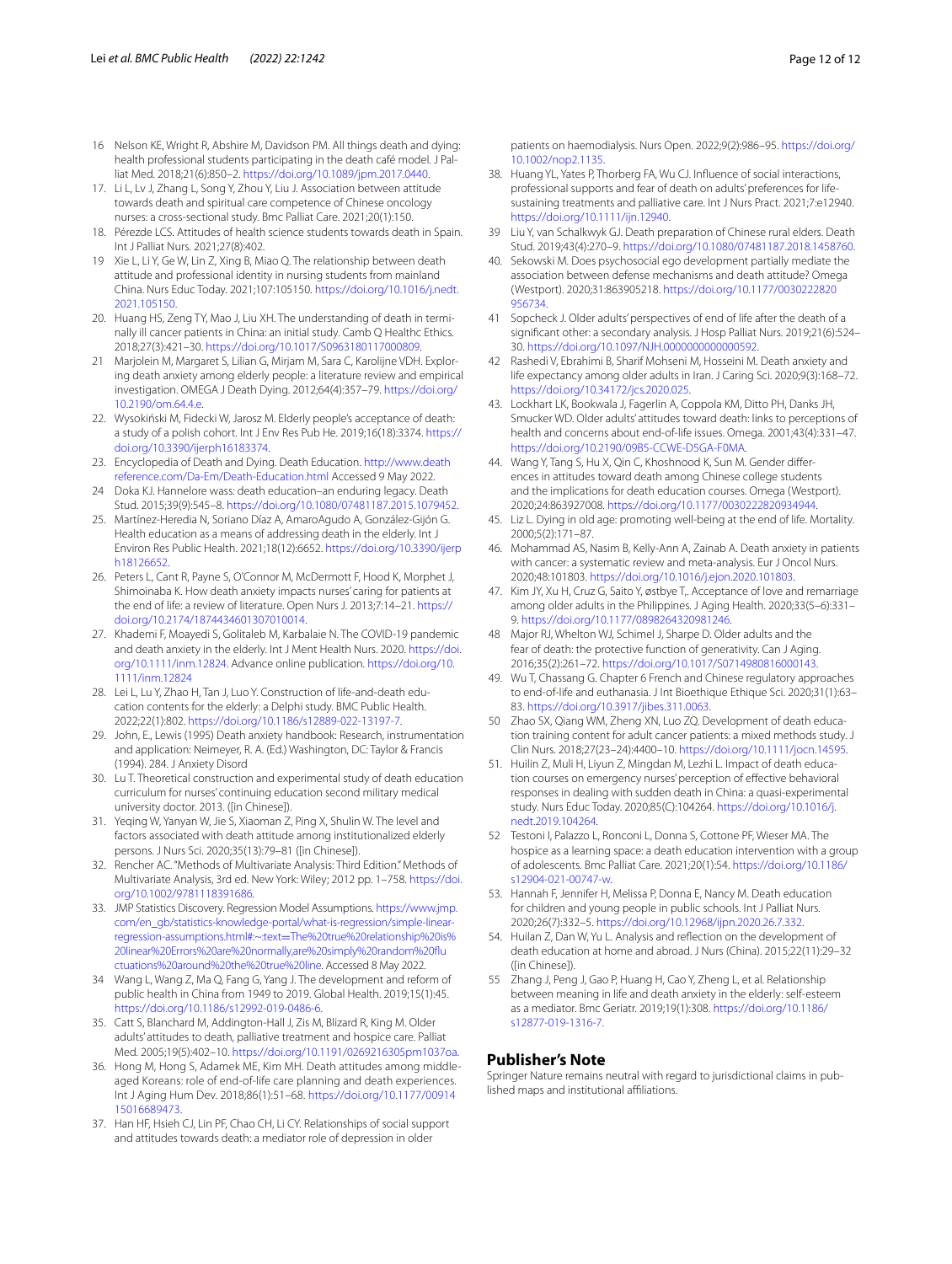16. Nelson KE, Wright R, Abshire M, Davidson PM. All things death and dying: health professional students participating in the death café model. J Palliat Med. 2018;21(6):850–2. https://doi.org/10.1089/jpm.2017.0440.
17. Li L, Lv J, Zhang L, Song Y, Zhou Y, Liu J. Association between attitude towards death and spiritual care competence of Chinese oncology nurses: a cross-sectional study. Bmc Palliat Care. 2021;20(1):150.
18. Pérezde LCS. Attitudes of health science students towards death in Spain. Int J Palliat Nurs. 2021;27(8):402.
19. Xie L, Li Y, Ge W, Lin Z, Xing B, Miao Q. The relationship between death attitude and professional identity in nursing students from mainland China. Nurs Educ Today. 2021;107:105150. https://doi.org/10.1016/j.nedt.2021.105150.
20. Huang HS, Zeng TY, Mao J, Liu XH. The understanding of death in terminally ill cancer patients in China: an initial study. Camb Q Healthc Ethics. 2018;27(3):421–30. https://doi.org/10.1017/S0963180117000809.
21. Marjolein M, Margaret S, Lilian G, Mirjam M, Sara C, Karolijne VDH. Exploring death anxiety among elderly people: a literature review and empirical investigation. OMEGA J Death Dying. 2012;64(4):357–79. https://doi.org/10.2190/om.64.4.e.
22. Wysokiński M, Fidecki W, Jarosz M. Elderly people's acceptance of death: a study of a polish cohort. Int J Env Res Pub He. 2019;16(18):3374. https://doi.org/10.3390/ijerph16183374.
23. Encyclopedia of Death and Dying. Death Education. http://www.deathreference.com/Da-Em/Death-Education.html Accessed 9 May 2022.
24. Doka KJ. Hannelore wass: death education–an enduring legacy. Death Stud. 2015;39(9):545–8. https://doi.org/10.1080/07481187.2015.1079452.
25. Martínez-Heredia N, Soriano Díaz A, AmaroAgudo A, González-Gijón G. Health education as a means of addressing death in the elderly. Int J Environ Res Public Health. 2021;18(12):6652. https://doi.org/10.3390/ijerph18126652.
26. Peters L, Cant R, Payne S, O'Connor M, McDermott F, Hood K, Morphet J, Shimoinaba K. How death anxiety impacts nurses' caring for patients at the end of life: a review of literature. Open Nurs J. 2013;7:14–21. https://doi.org/10.2174/1874434601307010014.
27. Khademi F, Moayedi S, Golitaleb M, Karbalaie N. The COVID-19 pandemic and death anxiety in the elderly. Int J Ment Health Nurs. 2020. https://doi.org/10.1111/inm.12824. Advance online publication. https://doi.org/10.1111/inm.12824
28. Lei L, Lu Y, Zhao H, Tan J, Luo Y. Construction of life-and-death education contents for the elderly: a Delphi study. BMC Public Health. 2022;22(1):802. https://doi.org/10.1186/s12889-022-13197-7.
29. John, E., Lewis (1995) Death anxiety handbook: Research, instrumentation and application: Neimeyer, R. A. (Ed.) Washington, DC: Taylor & Francis (1994). 284. J Anxiety Disord
30. Lu T. Theoretical construction and experimental study of death education curriculum for nurses' continuing education second military medical university doctor. 2013. ([in Chinese]).
31. Yeqing W, Yanyan W, Jie S, Xiaoman Z, Ping X, Shulin W. The level and factors associated with death attitude among institutionalized elderly persons. J Nurs Sci. 2020;35(13):79–81 ([in Chinese]).
32. Rencher AC. "Methods of Multivariate Analysis: Third Edition." Methods of Multivariate Analysis, 3rd ed. New York: Wiley; 2012 pp. 1–758. https://doi.org/10.1002/9781118391686.
33. JMP Statistics Discovery. Regression Model Assumptions. https://www.jmp.com/en_gb/statistics-knowledge-portal/what-is-regression/simple-linear-regression-assumptions.html#:~:text=The%20true%20relationship%20is%20linear%20Errors%20are%20normally,are%20simply%20random%20fluctuations%20around%20the%20true%20line. Accessed 8 May 2022.
34. Wang L, Wang Z, Ma Q, Fang G, Yang J. The development and reform of public health in China from 1949 to 2019. Global Health. 2019;15(1):45. https://doi.org/10.1186/s12992-019-0486-6.
35. Catt S, Blanchard M, Addington-Hall J, Zis M, Blizard R, King M. Older adults' attitudes to death, palliative treatment and hospice care. Palliat Med. 2005;19(5):402–10. https://doi.org/10.1191/0269216305pm1037oa.
36. Hong M, Hong S, Adamek ME, Kim MH. Death attitudes among middle-aged Koreans: role of end-of-life care planning and death experiences. Int J Aging Hum Dev. 2018;86(1):51–68. https://doi.org/10.1177/0091415016689473.
37. Han HF, Hsieh CJ, Lin PF, Chao CH, Li CY. Relationships of social support and attitudes towards death: a mediator role of depression in older patients on haemodialysis. Nurs Open. 2022;9(2):986–95. https://doi.org/10.1002/nop2.1135.
38. Huang YL, Yates P, Thorberg FA, Wu CJ. Influence of social interactions, professional supports and fear of death on adults' preferences for life-sustaining treatments and palliative care. Int J Nurs Pract. 2021;7:e12940. https://doi.org/10.1111/ijn.12940.
39. Liu Y, van Schalkwyk GJ. Death preparation of Chinese rural elders. Death Stud. 2019;43(4):270–9. https://doi.org/10.1080/07481187.2018.1458760.
40. Sekowski M. Does psychosocial ego development partially mediate the association between defense mechanisms and death attitude? Omega (Westport). 2020;31:863905218. https://doi.org/10.1177/0030222820956734.
41. Sopcheck J. Older adults' perspectives of end of life after the death of a significant other: a secondary analysis. J Hosp Palliat Nurs. 2019;21(6):524–30. https://doi.org/10.1097/NJH.0000000000000592.
42. Rashedi V, Ebrahimi B, Sharif Mohseni M, Hosseini M. Death anxiety and life expectancy among older adults in Iran. J Caring Sci. 2020;9(3):168–72. https://doi.org/10.34172/jcs.2020.025.
43. Lockhart LK, Bookwala J, Fagerlin A, Coppola KM, Ditto PH, Danks JH, Smucker WD. Older adults' attitudes toward death: links to perceptions of health and concerns about end-of-life issues. Omega. 2001;43(4):331–47. https://doi.org/10.2190/09B5-CCWE-D5GA-F0MA.
44. Wang Y, Tang S, Hu X, Qin C, Khoshnood K, Sun M. Gender differences in attitudes toward death among Chinese college students and the implications for death education courses. Omega (Westport). 2020;24:863927008. https://doi.org/10.1177/0030222820934944.
45. Liz L. Dying in old age: promoting well-being at the end of life. Mortality. 2000;5(2):171–87.
46. Mohammad AS, Nasim B, Kelly-Ann A, Zainab A. Death anxiety in patients with cancer: a systematic review and meta-analysis. Eur J Oncol Nurs. 2020;48:101803. https://doi.org/10.1016/j.ejon.2020.101803.
47. Kim JY, Xu H, Cruz G, Saito Y, østbye T,. Acceptance of love and remarriage among older adults in the Philippines. J Aging Health. 2020;33(5–6):331–9. https://doi.org/10.1177/0898264320981246.
48. Major RJ, Whelton WJ, Schimel J, Sharpe D. Older adults and the fear of death: the protective function of generativity. Can J Aging. 2016;35(2):261–72. https://doi.org/10.1017/S0714980816000143.
49. Wu T, Chassang G. Chapter 6 French and Chinese regulatory approaches to end-of-life and euthanasia. J Int Bioethique Ethique Sci. 2020;31(1):63–83. https://doi.org/10.3917/jibes.311.0063.
50. Zhao SX, Qiang WM, Zheng XN, Luo ZQ. Development of death education training content for adult cancer patients: a mixed methods study. J Clin Nurs. 2018;27(23–24):4400–10. https://doi.org/10.1111/jocn.14595.
51. Huilin Z, Muli H, Liyun Z, Mingdan M, Lezhi L. Impact of death education courses on emergency nurses' perception of effective behavioral responses in dealing with sudden death in China: a quasi-experimental study. Nurs Educ Today. 2020;85(C):104264. https://doi.org/10.1016/j.nedt.2019.104264.
52. Testoni I, Palazzo L, Ronconi L, Donna S, Cottone PF, Wieser MA. The hospice as a learning space: a death education intervention with a group of adolescents. Bmc Palliat Care. 2021;20(1):54. https://doi.org/10.1186/s12904-021-00747-w.
53. Hannah F, Jennifer H, Melissa P, Donna E, Nancy M. Death education for children and young people in public schools. Int J Palliat Nurs. 2020;26(7):332–5. https://doi.org/10.12968/ijpn.2020.26.7.332.
54. Huilan Z, Dan W, Yu L. Analysis and reflection on the development of death education at home and abroad. J Nurs (China). 2015;22(11):29–32 ([in Chinese]).
55. Zhang J, Peng J, Gao P, Huang H, Cao Y, Zheng L, et al. Relationship between meaning in life and death anxiety in the elderly: self-esteem as a mediator. Bmc Geriatr. 2019;19(1):308. https://doi.org/10.1186/s12877-019-1316-7.

## Publisher's Note

Springer Nature remains neutral with regard to jurisdictional claims in published maps and institutional affiliations.